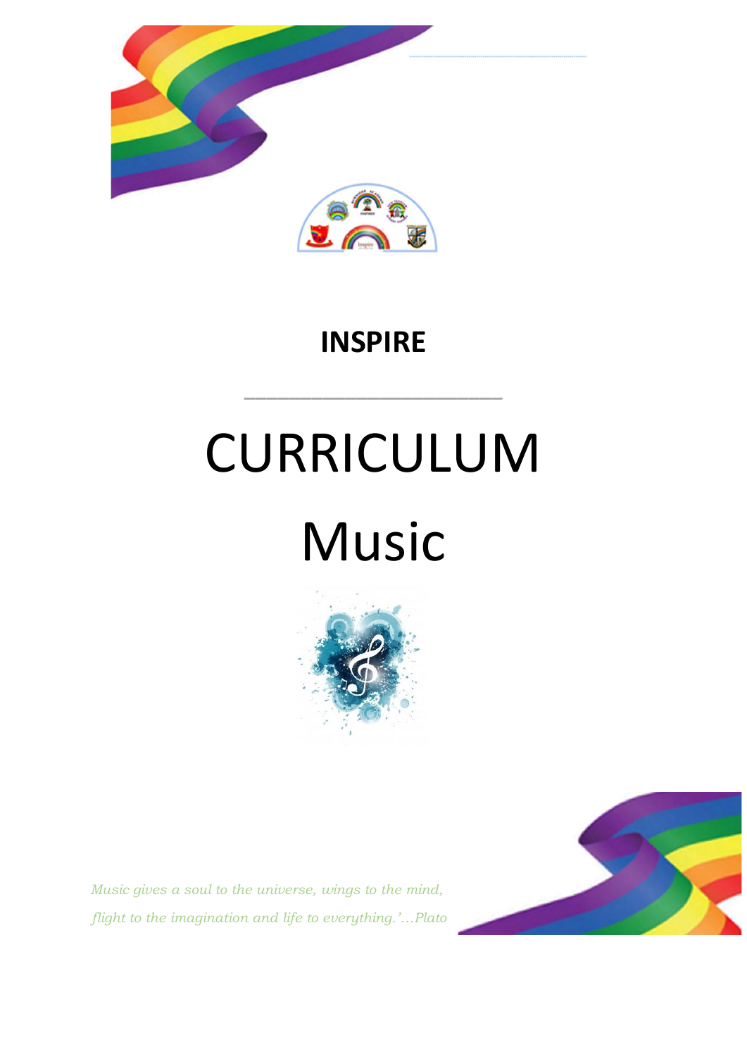# INSPIRE

---

# CURRICULUM

# Music

*Music gives a soul to the universe, wings to the mind, flight to the imagination and life to everything.'…Plato*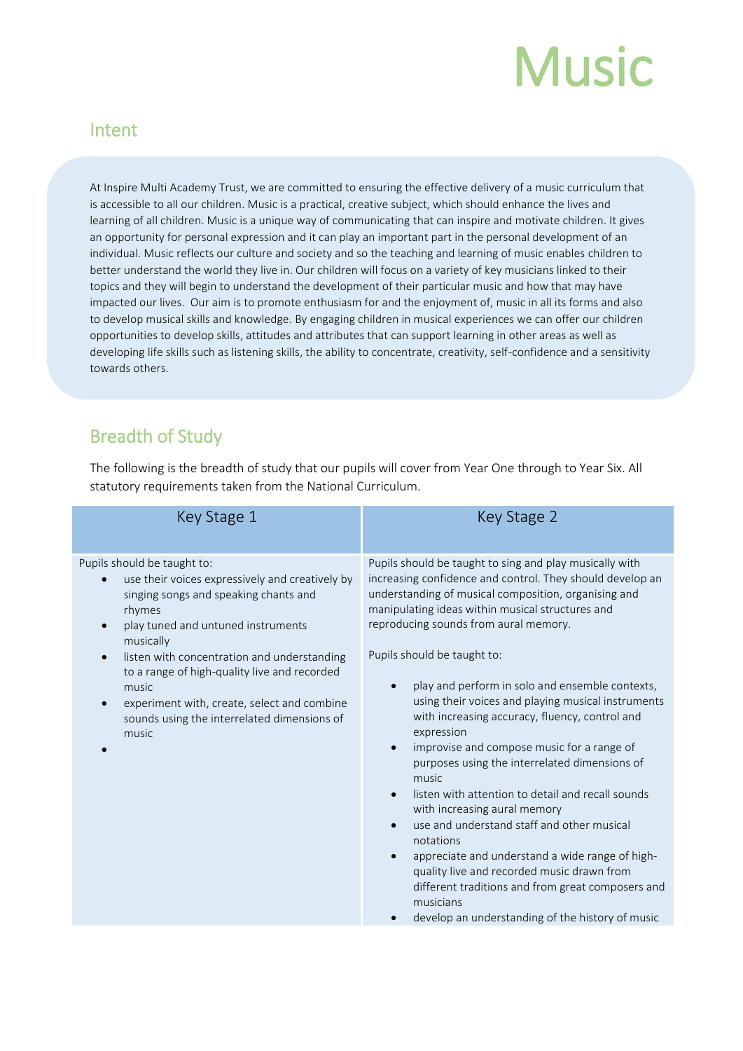# Music

## Intent

At Inspire Multi Academy Trust, we are committed to ensuring the effective delivery of a music curriculum that is accessible to all our children. Music is a practical, creative subject, which should enhance the lives and learning of all children. Music is a unique way of communicating that can inspire and motivate children. It gives an opportunity for personal expression and it can play an important part in the personal development of an individual. Music reflects our culture and society and so the teaching and learning of music enables children to better understand the world they live in. Our children will focus on a variety of key musicians linked to their topics and they will begin to understand the development of their particular music and how that may have impacted our lives. Our aim is to promote enthusiasm for and the enjoyment of, music in all its forms and also to develop musical skills and knowledge. By engaging children in musical experiences we can offer our children opportunities to develop skills, attitudes and attributes that can support learning in other areas as well as developing life skills such as listening skills, the ability to concentrate, creativity, self-confidence and a sensitivity towards others.

## Breadth of Study

The following is the breadth of study that our pupils will cover from Year One through to Year Six. All statutory requirements taken from the National Curriculum.

| Key Stage 1 | Key Stage 2 |
|---|---|
| Pupils should be taught to:<br>• use their voices expressively and creatively by singing songs and speaking chants and rhymes<br>• play tuned and untuned instruments musically<br>• listen with concentration and understanding to a range of high-quality live and recorded music<br>• experiment with, create, select and combine sounds using the interrelated dimensions of music<br>• | Pupils should be taught to sing and play musically with increasing confidence and control. They should develop an understanding of musical composition, organising and manipulating ideas within musical structures and reproducing sounds from aural memory.<br><br>Pupils should be taught to:<br>• play and perform in solo and ensemble contexts, using their voices and playing musical instruments with increasing accuracy, fluency, control and expression<br>• improvise and compose music for a range of purposes using the interrelated dimensions of music<br>• listen with attention to detail and recall sounds with increasing aural memory<br>• use and understand staff and other musical notations<br>• appreciate and understand a wide range of high-quality live and recorded music drawn from different traditions and from great composers and musicians<br>• develop an understanding of the history of music |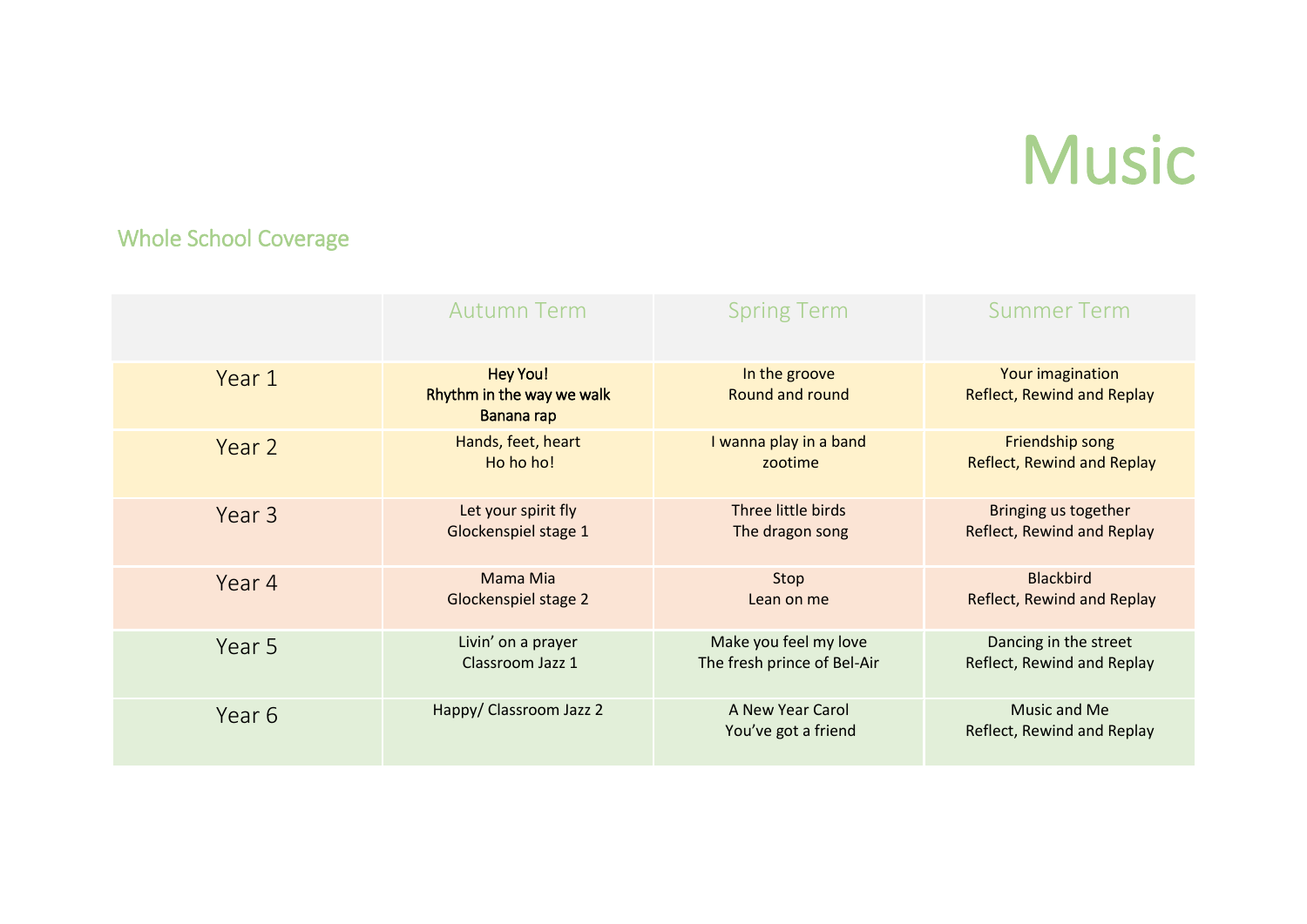# Music

## Whole School Coverage

| | Autumn Term | Spring Term | Summer Term |
|---|---|---|---|
| Year 1 | Hey You!<br>Rhythm in the way we walk<br>Banana rap | In the groove<br>Round and round | Your imagination<br>Reflect, Rewind and Replay |
| Year 2 | Hands, feet, heart<br>Ho ho ho! | I wanna play in a band<br>zootime | Friendship song<br>Reflect, Rewind and Replay |
| Year 3 | Let your spirit fly<br>Glockenspiel stage 1 | Three little birds<br>The dragon song | Bringing us together<br>Reflect, Rewind and Replay |
| Year 4 | Mama Mia<br>Glockenspiel stage 2 | Stop<br>Lean on me | Blackbird<br>Reflect, Rewind and Replay |
| Year 5 | Livin' on a prayer<br>Classroom Jazz 1 | Make you feel my love<br>The fresh prince of Bel-Air | Dancing in the street<br>Reflect, Rewind and Replay |
| Year 6 | Happy/ Classroom Jazz 2 | A New Year Carol<br>You've got a friend | Music and Me<br>Reflect, Rewind and Replay |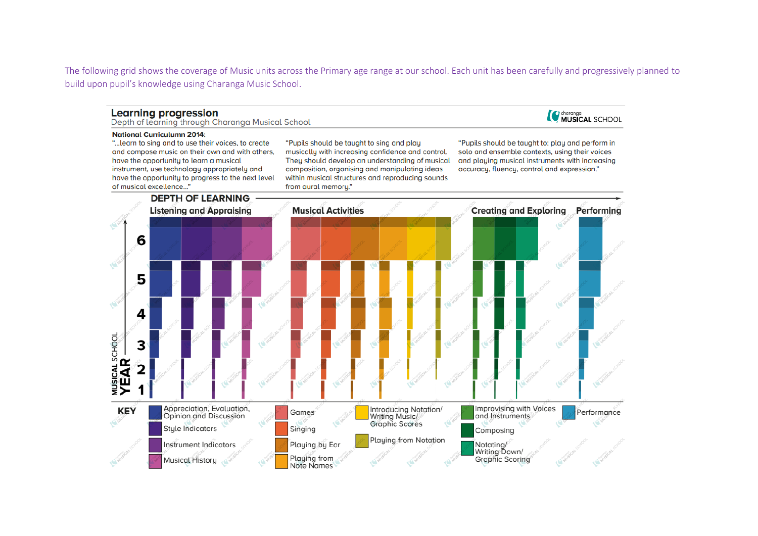The following grid shows the coverage of Music units across the Primary age range at our school. Each unit has been carefully and progressively planned to build upon pupil's knowledge using Charanga Music School.

## Learning progression

Depth of learning through Charanga Musical School

charanga MUSICAL SCHOOL

**National Curriculumn 2014:**

"...learn to sing and to use their voices, to create and compose music on their own and with others, have the opportunity to learn a musical instrument, use technology appropriately and have the opportunity to progress to the next level of musical excellence..."

"Pupils should be taught to sing and play musically with increasing confidence and control. They should develop an understanding of musical composition, organising and manipulating ideas within musical structures and reproducing sounds from aural memory."

"Pupils should be taught to: play and perform in solo and ensemble contexts, using their voices and playing musical instruments with increasing accuracy, fluency, control and expression."

DEPTH OF LEARNING

Listening and Appraising

Musical Activities

Creating and Exploring

Performing

MUSICAL SCHOOL YEAR

6

5

4

3

2

1

**KEY**

- Appreciation, Evaluation, Opinion and Discussion
- Style Indicators
- Instrument Indicators
- Musical History
- Games
- Singing
- Playing by Ear
- Playing from Note Names
- Introducing Notation/ Writing Music/ Graphic Scores
- Playing from Notation
- Improvising with Voices and Instruments
- Composing
- Notating/ Writing Down/ Graphic Scoring
- Performance